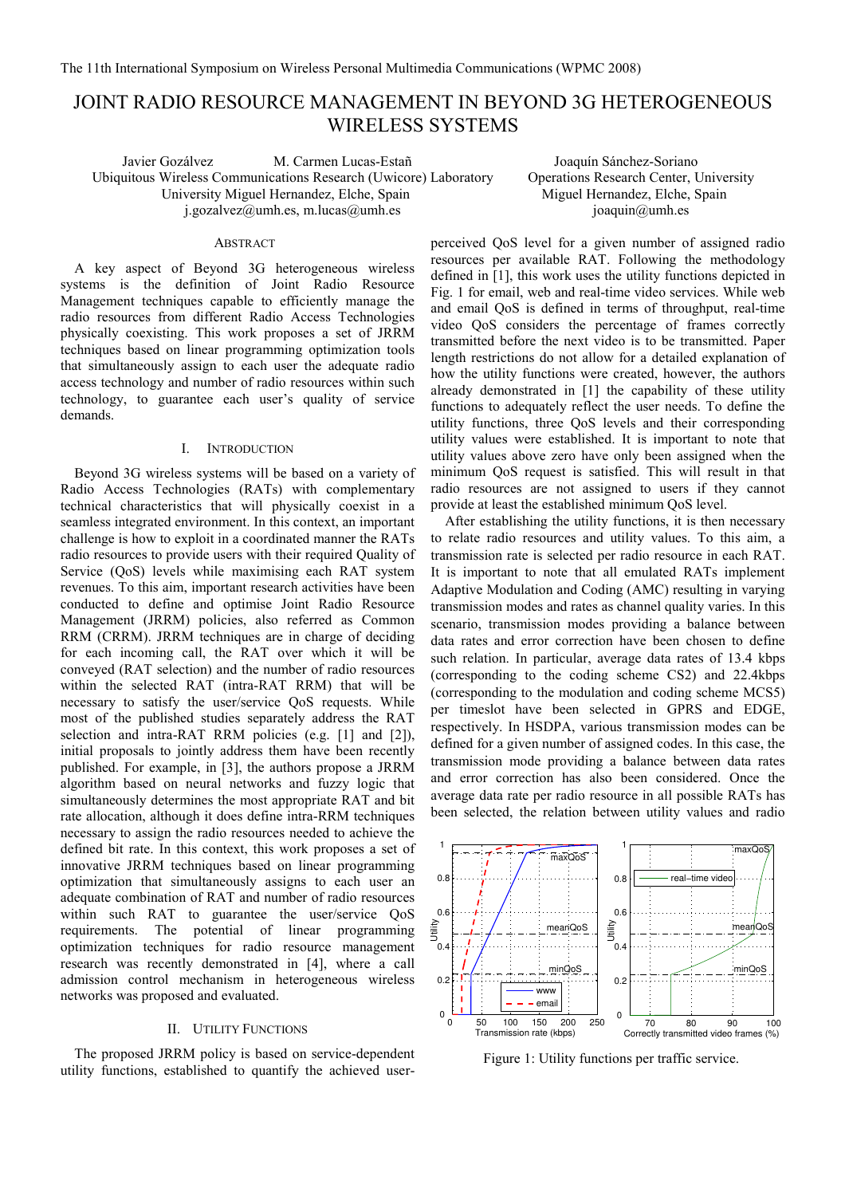The 11th International Symposium on Wireless Personal Multimedia Communications (WPMC 2008)

# JOINT RADIO RESOURCE MANAGEMENT IN BEYOND 3G HETEROGENEOUS WIRELESS SYSTEMS

Javier Gozálvez M. Carmen Lucas-Estañ
Ubiquitous Wireless Communications Research (Uwicore) Laboratory
University Miguel Hernandez, Elche, Spain
j.gozalvez@umh.es, m.lucas@umh.es

Joaquín Sánchez-Soriano
Operations Research Center, University Miguel Hernandez, Elche, Spain
joaquin@umh.es

## ABSTRACT

A key aspect of Beyond 3G heterogeneous wireless systems is the definition of Joint Radio Resource Management techniques capable to efficiently manage the radio resources from different Radio Access Technologies physically coexisting. This work proposes a set of JRRM techniques based on linear programming optimization tools that simultaneously assign to each user the adequate radio access technology and number of radio resources within such technology, to guarantee each user's quality of service demands.

## I. INTRODUCTION

Beyond 3G wireless systems will be based on a variety of Radio Access Technologies (RATs) with complementary technical characteristics that will physically coexist in a seamless integrated environment. In this context, an important challenge is how to exploit in a coordinated manner the RATs radio resources to provide users with their required Quality of Service (QoS) levels while maximising each RAT system revenues. To this aim, important research activities have been conducted to define and optimise Joint Radio Resource Management (JRRM) policies, also referred as Common RRM (CRRM). JRRM techniques are in charge of deciding for each incoming call, the RAT over which it will be conveyed (RAT selection) and the number of radio resources within the selected RAT (intra-RAT RRM) that will be necessary to satisfy the user/service QoS requests. While most of the published studies separately address the RAT selection and intra-RAT RRM policies (e.g. [1] and [2]), initial proposals to jointly address them have been recently published. For example, in [3], the authors propose a JRRM algorithm based on neural networks and fuzzy logic that simultaneously determines the most appropriate RAT and bit rate allocation, although it does define intra-RRM techniques necessary to assign the radio resources needed to achieve the defined bit rate. In this context, this work proposes a set of innovative JRRM techniques based on linear programming optimization that simultaneously assigns to each user an adequate combination of RAT and number of radio resources within such RAT to guarantee the user/service QoS requirements. The potential of linear programming optimization techniques for radio resource management research was recently demonstrated in [4], where a call admission control mechanism in heterogeneous wireless networks was proposed and evaluated.

## II. UTILITY FUNCTIONS

The proposed JRRM policy is based on service-dependent utility functions, established to quantify the achieved user-perceived QoS level for a given number of assigned radio resources per available RAT. Following the methodology defined in [1], this work uses the utility functions depicted in Fig. 1 for email, web and real-time video services. While web and email QoS is defined in terms of throughput, real-time video QoS considers the percentage of frames correctly transmitted before the next video is to be transmitted. Paper length restrictions do not allow for a detailed explanation of how the utility functions were created, however, the authors already demonstrated in [1] the capability of these utility functions to adequately reflect the user needs. To define the utility functions, three QoS levels and their corresponding utility values were established. It is important to note that utility values above zero have only been assigned when the minimum QoS request is satisfied. This will result in that radio resources are not assigned to users if they cannot provide at least the established minimum QoS level.

After establishing the utility functions, it is then necessary to relate radio resources and utility values. To this aim, a transmission rate is selected per radio resource in each RAT. It is important to note that all emulated RATs implement Adaptive Modulation and Coding (AMC) resulting in varying transmission modes and rates as channel quality varies. In this scenario, transmission modes providing a balance between data rates and error correction have been chosen to define such relation. In particular, average data rates of 13.4 kbps (corresponding to the coding scheme CS2) and 22.4kbps (corresponding to the modulation and coding scheme MCS5) per timeslot have been selected in GPRS and EDGE, respectively. In HSDPA, various transmission modes can be defined for a given number of assigned codes. In this case, the transmission mode providing a balance between data rates and error correction has also been considered. Once the average data rate per radio resource in all possible RATs has been selected, the relation between utility values and radio

Figure 1: Utility functions per traffic service.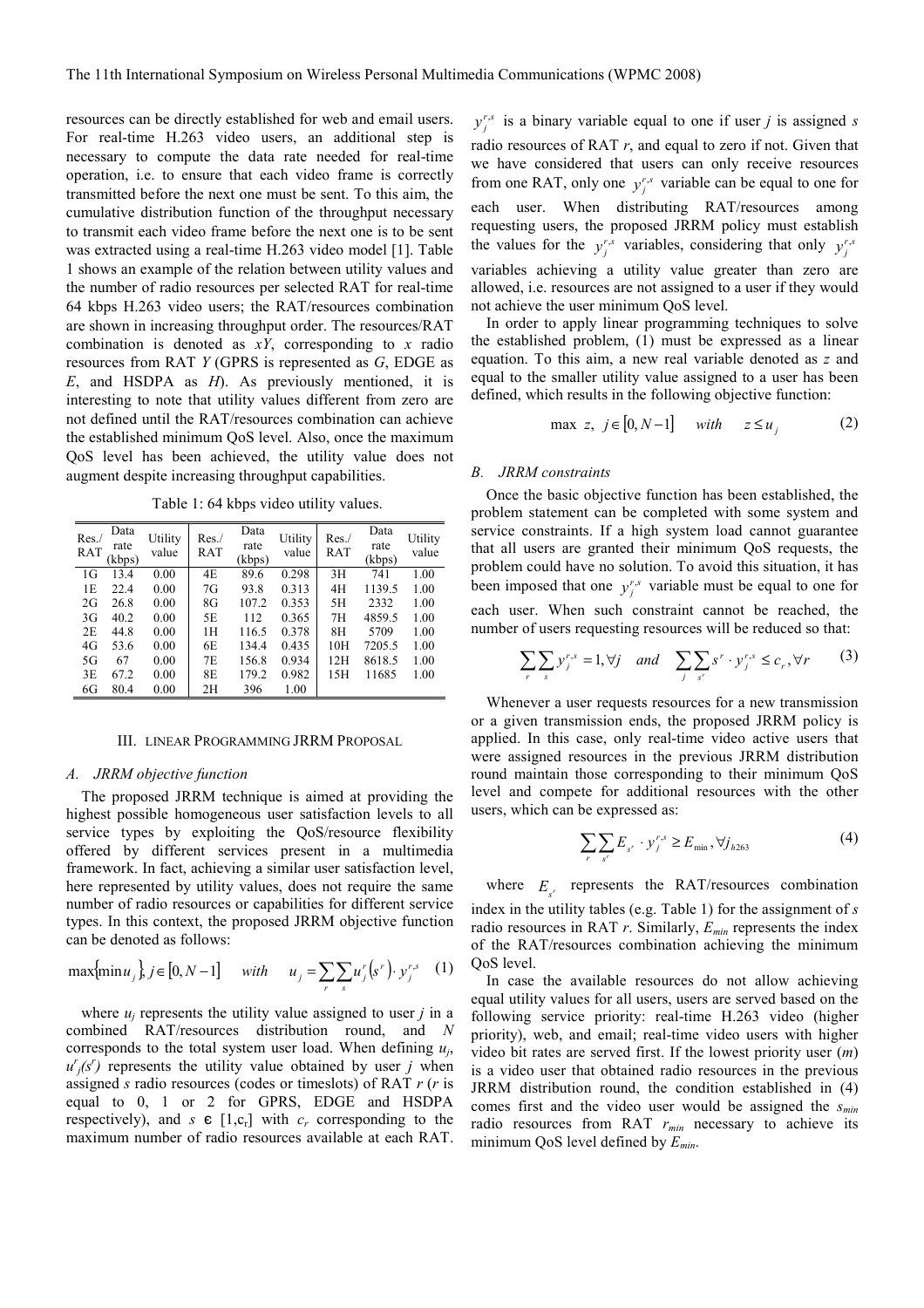resources can be directly established for web and email users. For real-time H.263 video users, an additional step is necessary to compute the data rate needed for real-time operation, i.e. to ensure that each video frame is correctly transmitted before the next one must be sent. To this aim, the cumulative distribution function of the throughput necessary to transmit each video frame before the next one is to be sent was extracted using a real-time H.263 video model [1]. Table 1 shows an example of the relation between utility values and the number of radio resources per selected RAT for real-time 64 kbps H.263 video users; the RAT/resources combination are shown in increasing throughput order. The resources/RAT combination is denoted as *xY*, corresponding to *x* radio resources from RAT *Y* (GPRS is represented as *G*, EDGE as *E*, and HSDPA as *H*). As previously mentioned, it is interesting to note that utility values different from zero are not defined until the RAT/resources combination can achieve the established minimum QoS level. Also, once the maximum QoS level has been achieved, the utility value does not augment despite increasing throughput capabilities.

Table 1: 64 kbps video utility values.

| Res./ RAT | Data rate (kbps) | Utility value | Res./ RAT | Data rate (kbps) | Utility value | Res./ RAT | Data rate (kbps) | Utility value |
|---|---|---|---|---|---|---|---|---|
| 1G | 13.4 | 0.00 | 4E | 89.6 | 0.298 | 3H | 741 | 1.00 |
| 1E | 22.4 | 0.00 | 7G | 93.8 | 0.313 | 4H | 1139.5 | 1.00 |
| 2G | 26.8 | 0.00 | 8G | 107.2 | 0.353 | 5H | 2332 | 1.00 |
| 3G | 40.2 | 0.00 | 5E | 112 | 0.365 | 7H | 4859.5 | 1.00 |
| 2E | 44.8 | 0.00 | 1H | 116.5 | 0.378 | 8H | 5709 | 1.00 |
| 4G | 53.6 | 0.00 | 6E | 134.4 | 0.435 | 10H | 7205.5 | 1.00 |
| 5G | 67 | 0.00 | 7E | 156.8 | 0.934 | 12H | 8618.5 | 1.00 |
| 3E | 67.2 | 0.00 | 8E | 179.2 | 0.982 | 15H | 11685 | 1.00 |
| 6G | 80.4 | 0.00 | 2H | 396 | 1.00 | | | |

## III. LINEAR PROGRAMMING JRRM PROPOSAL

### A. JRRM objective function

The proposed JRRM technique is aimed at providing the highest possible homogeneous user satisfaction levels to all service types by exploiting the QoS/resource flexibility offered by different services present in a multimedia framework. In fact, achieving a similar user satisfaction level, here represented by utility values, does not require the same number of radio resources or capabilities for different service types. In this context, the proposed JRRM objective function can be denoted as follows:

$$\max\{\min u_j\},\ j\in[0,N-1] \quad with \quad u_j=\sum_r\sum_s u_j^r\left(s^r\right)\cdot y_j^{r,s} \tag{1}$$

where $u_j$ represents the utility value assigned to user *j* in a combined RAT/resources distribution round, and *N* corresponds to the total system user load. When defining $u_j$, $u^r_j(s^r)$ represents the utility value obtained by user *j* when assigned *s* radio resources (codes or timeslots) of RAT *r* (*r* is equal to 0, 1 or 2 for GPRS, EDGE and HSDPA respectively), and $s \in [1,c_r]$ with $c_r$ corresponding to the maximum number of radio resources available at each RAT. $y_j^{r,s}$ is a binary variable equal to one if user *j* is assigned *s* radio resources of RAT *r*, and equal to zero if not. Given that we have considered that users can only receive resources from one RAT, only one $y_j^{r,s}$ variable can be equal to one for each user. When distributing RAT/resources among requesting users, the proposed JRRM policy must establish the values for the $y_j^{r,s}$ variables, considering that only $y_j^{r,s}$ variables achieving a utility value greater than zero are allowed, i.e. resources are not assigned to a user if they would not achieve the user minimum QoS level.

In order to apply linear programming techniques to solve the established problem, (1) must be expressed as a linear equation. To this aim, a new real variable denoted as *z* and equal to the smaller utility value assigned to a user has been defined, which results in the following objective function:

$$\max\ z,\ j\in[0,N-1] \quad with \quad z\le u_j \tag{2}$$

### B. JRRM constraints

Once the basic objective function has been established, the problem statement can be completed with some system and service constraints. If a high system load cannot guarantee that all users are granted their minimum QoS requests, the problem could have no solution. To avoid this situation, it has been imposed that one $y_j^{r,s}$ variable must be equal to one for each user. When such constraint cannot be reached, the number of users requesting resources will be reduced so that:

$$\sum_r\sum_s y_j^{r,s}=1,\forall j \quad and \quad \sum_j\sum_{s^r} s^r\cdot y_j^{r,s}\le c_r,\forall r \tag{3}$$

Whenever a user requests resources for a new transmission or a given transmission ends, the proposed JRRM policy is applied. In this case, only real-time video active users that were assigned resources in the previous JRRM distribution round maintain those corresponding to their minimum QoS level and compete for additional resources with the other users, which can be expressed as:

$$\sum_r\sum_{s^r} E_{s^r}\cdot y_j^{r,s}\ge E_{\min},\forall j_{h263} \tag{4}$$

where $E_{s^r}$ represents the RAT/resources combination index in the utility tables (e.g. Table 1) for the assignment of *s* radio resources in RAT *r*. Similarly, $E_{min}$ represents the index of the RAT/resources combination achieving the minimum QoS level.

In case the available resources do not allow achieving equal utility values for all users, users are served based on the following service priority: real-time H.263 video (higher priority), web, and email; real-time video users with higher video bit rates are served first. If the lowest priority user (*m*) is a video user that obtained radio resources in the previous JRRM distribution round, the condition established in (4) comes first and the video user would be assigned the $s_{min}$ radio resources from RAT $r_{min}$ necessary to achieve its minimum QoS level defined by $E_{min}$.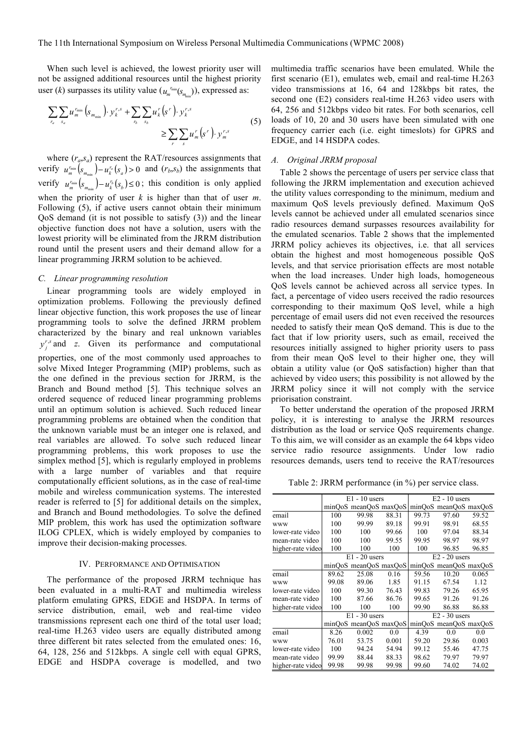When such level is achieved, the lowest priority user will not be assigned additional resources until the highest priority user ($k$) surpasses its utility value ($u_m^{r_{min}}(s_{m_{min}})$), expressed as:

$$\sum_{r_a}\sum_{s_a} u_m^{r_{min}}\left(s_{m_{min}}\right)\cdot y_k^{r,s} + \sum_{r_b}\sum_{s_b} u_k^{r}\left(s^{r}\right)\cdot y_k^{r,s} \geq \sum_{r}\sum_{s} u_m^{r}\left(s^{r}\right)\cdot y_m^{r,s} \tag{5}$$

where $(r_a,s_a)$ represent the RAT/resources assignments that verify $u_m^{r_{min}}\left(s_{m_{min}}\right) - u_k^{r_a}\left(s_a\right) > 0$ and $(r_b,s_b)$ the assignments that verify $u_m^{r_{min}}\left(s_{m_{min}}\right) - u_k^{r_b}\left(s_b\right) \leq 0$; this condition is only applied when the priority of user $k$ is higher than that of user $m$. Following (5), if active users cannot obtain their minimum QoS demand (it is not possible to satisfy (3)) and the linear objective function does not have a solution, users with the lowest priority will be eliminated from the JRRM distribution round until the present users and their demand allow for a linear programming JRRM solution to be achieved.

### C. Linear programming resolution

Linear programming tools are widely employed in optimization problems. Following the previously defined linear objective function, this work proposes the use of linear programming tools to solve the defined JRRM problem characterized by the binary and real unknown variables $y_j^{r,s}$ and $z$. Given its performance and computational properties, one of the most commonly used approaches to solve Mixed Integer Programming (MIP) problems, such as the one defined in the previous section for JRRM, is the Branch and Bound method [5]. This technique solves an ordered sequence of reduced linear programming problems until an optimum solution is achieved. Such reduced linear programming problems are obtained when the condition that the unknown variable must be an integer one is relaxed, and real variables are allowed. To solve such reduced linear programming problems, this work proposes to use the simplex method [5], which is regularly employed in problems with a large number of variables and that require computationally efficient solutions, as in the case of real-time mobile and wireless communication systems. The interested reader is referred to [5] for additional details on the simplex, and Branch and Bound methodologies. To solve the defined MIP problem, this work has used the optimization software ILOG CPLEX, which is widely employed by companies to improve their decision-making processes.

## IV. Performance and Optimisation

The performance of the proposed JRRM technique has been evaluated in a multi-RAT and multimedia wireless platform emulating GPRS, EDGE and HSDPA. In terms of service distribution, email, web and real-time video transmissions represent each one third of the total user load; real-time H.263 video users are equally distributed among three different bit rates selected from the emulated ones: 16, 64, 128, 256 and 512kbps. A single cell with equal GPRS, EDGE and HSDPA coverage is modelled, and two multimedia traffic scenarios have been emulated. While the first scenario (E1), emulates web, email and real-time H.263 video transmissions at 16, 64 and 128kbps bit rates, the second one (E2) considers real-time H.263 video users with 64, 256 and 512kbps video bit rates. For both scenarios, cell loads of 10, 20 and 30 users have been simulated with one frequency carrier each (i.e. eight timeslots) for GPRS and EDGE, and 14 HSDPA codes.

### A. Original JRRM proposal

Table 2 shows the percentage of users per service class that following the JRRM implementation and execution achieved the utility values corresponding to the minimum, medium and maximum QoS levels previously defined. Maximum QoS levels cannot be achieved under all emulated scenarios since radio resources demand surpasses resources availability for the emulated scenarios. Table 2 shows that the implemented JRRM policy achieves its objectives, i.e. that all services obtain the highest and most homogeneous possible QoS levels, and that service priorisation effects are most notable when the load increases. Under high loads, homogeneous QoS levels cannot be achieved across all service types. In fact, a percentage of video users received the radio resources corresponding to their maximum QoS level, while a high percentage of email users did not even received the resources needed to satisfy their mean QoS demand. This is due to the fact that if low priority users, such as email, received the resources initially assigned to higher priority users to pass from their mean QoS level to their higher one, they will obtain a utility value (or QoS satisfaction) higher than that achieved by video users; this possibility is not allowed by the JRRM policy since it will not comply with the service priorisation constraint.

To better understand the operation of the proposed JRRM policy, it is interesting to analyse the JRRM resources distribution as the load or service QoS requirements change. To this aim, we will consider as an example the 64 kbps video service radio resource assignments. Under low radio resources demands, users tend to receive the RAT/resources

Table 2: JRRM performance (in %) per service class.

| | E1 - 10 users | | | E2 - 10 users | | |
|---|---|---|---|---|---|---|
| | minQoS | meanQoS | maxQoS | minQoS | meanQoS | maxQoS |
| email | 100 | 99.98 | 88.31 | 99.73 | 97.60 | 59.52 |
| www | 100 | 99.99 | 89.18 | 99.91 | 98.91 | 68.55 |
| lower-rate video | 100 | 100 | 99.66 | 100 | 97.04 | 88.34 |
| mean-rate video | 100 | 100 | 99.55 | 99.95 | 98.97 | 98.97 |
| higher-rate video | 100 | 100 | 100 | 100 | 96.85 | 96.85 |
| | **E1 - 20 users** | | | **E2 - 20 users** | | |
| | minQoS | meanQoS | maxQoS | minQoS | meanQoS | maxQoS |
| email | 89.62 | 25.08 | 0.16 | 59.56 | 10.20 | 0.065 |
| www | 99.08 | 89.06 | 1.85 | 91.15 | 67.54 | 1.12 |
| lower-rate video | 100 | 99.30 | 76.43 | 99.83 | 79.26 | 65.95 |
| mean-rate video | 100 | 87.66 | 86.76 | 99.65 | 91.26 | 91.26 |
| higher-rate video | 100 | 100 | 100 | 99.90 | 86.88 | 86.88 |
| | **E1 - 30 users** | | | **E2 - 30 users** | | |
| | minQoS | meanQoS | maxQoS | minQoS | meanQoS | maxQoS |
| email | 8.26 | 0.002 | 0.0 | 4.39 | 0.0 | 0.0 |
| www | 76.01 | 53.75 | 0.001 | 59.20 | 29.86 | 0.003 |
| lower-rate video | 100 | 94.24 | 54.94 | 99.12 | 55.46 | 47.75 |
| mean-rate video | 99.99 | 88.44 | 88.33 | 98.62 | 79.97 | 79.97 |
| higher-rate video | 99.98 | 99.98 | 99.98 | 99.60 | 74.02 | 74.02 |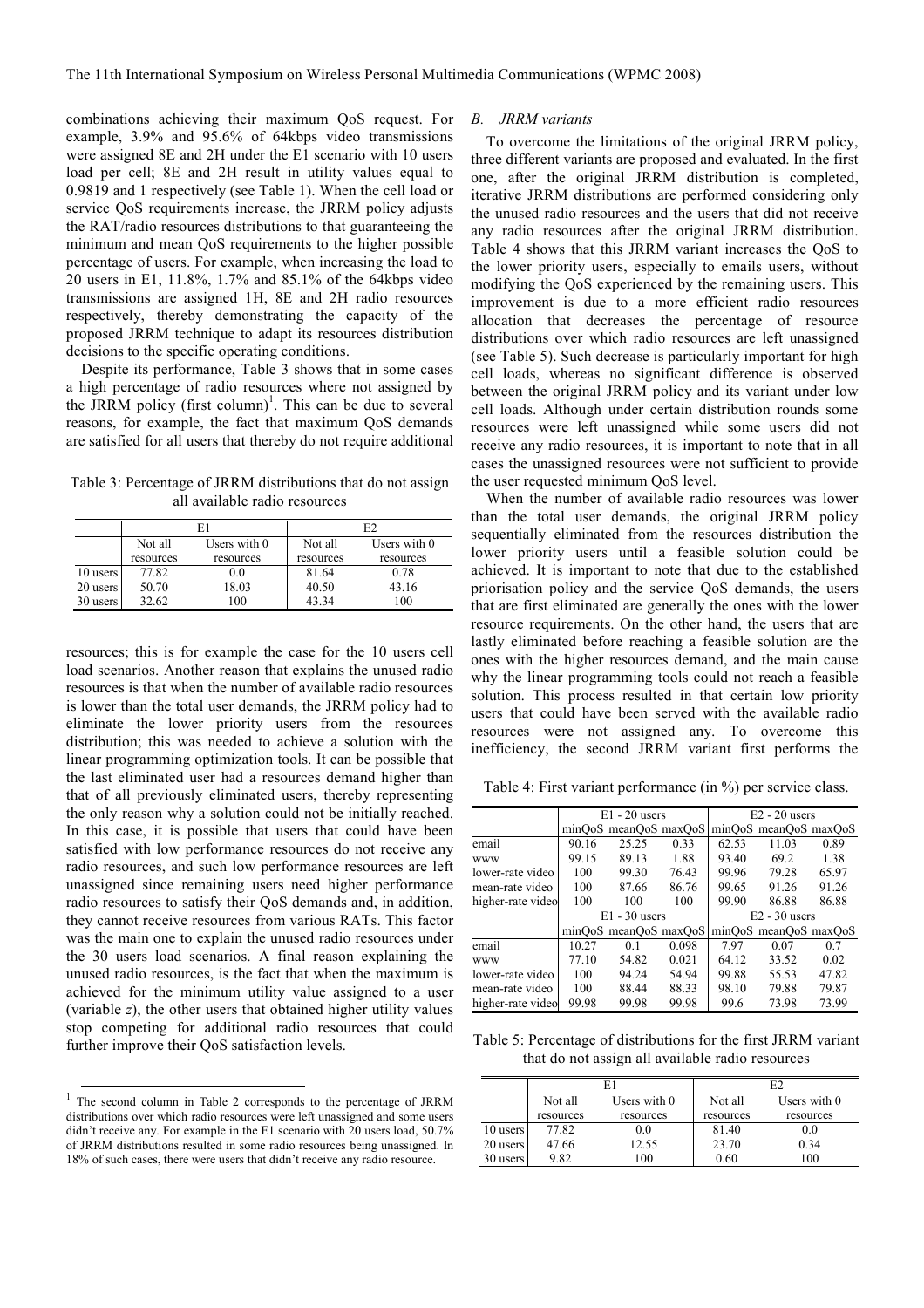combinations achieving their maximum QoS request. For example, 3.9% and 95.6% of 64kbps video transmissions were assigned 8E and 2H under the E1 scenario with 10 users load per cell; 8E and 2H result in utility values equal to 0.9819 and 1 respectively (see Table 1). When the cell load or service QoS requirements increase, the JRRM policy adjusts the RAT/radio resources distributions to that guaranteeing the minimum and mean QoS requirements to the higher possible percentage of users. For example, when increasing the load to 20 users in E1, 11.8%, 1.7% and 85.1% of the 64kbps video transmissions are assigned 1H, 8E and 2H radio resources respectively, thereby demonstrating the capacity of the proposed JRRM technique to adapt its resources distribution decisions to the specific operating conditions.

Despite its performance, Table 3 shows that in some cases a high percentage of radio resources where not assigned by the JRRM policy (first column)[1]. This can be due to several reasons, for example, the fact that maximum QoS demands are satisfied for all users that thereby do not require additional resources; this is for example the case for the 10 users cell load scenarios. Another reason that explains the unused radio resources is that when the number of available radio resources is lower than the total user demands, the JRRM policy had to eliminate the lower priority users from the resources distribution; this was needed to achieve a solution with the linear programming optimization tools. It can be possible that the last eliminated user had a resources demand higher than that of all previously eliminated users, thereby representing the only reason why a solution could not be initially reached. In this case, it is possible that users that could have been satisfied with low performance resources do not receive any radio resources, and such low performance resources are left unassigned since remaining users need higher performance radio resources to satisfy their QoS demands and, in addition, they cannot receive resources from various RATs. This factor was the main one to explain the unused radio resources under the 30 users load scenarios. A final reason explaining the unused radio resources, is the fact that when the maximum is achieved for the minimum utility value assigned to a user (variable *z*), the other users that obtained higher utility values stop competing for additional radio resources that could further improve their QoS satisfaction levels.

Table 3: Percentage of JRRM distributions that do not assign all available radio resources

| | E1 | | E2 | |
|---|---|---|---|---|
| | Not all resources | Users with 0 resources | Not all resources | Users with 0 resources |
| 10 users | 77.82 | 0.0 | 81.64 | 0.78 |
| 20 users | 50.70 | 18.03 | 40.50 | 43.16 |
| 30 users | 32.62 | 100 | 43.34 | 100 |

[1] The second column in Table 2 corresponds to the percentage of JRRM distributions over which radio resources were left unassigned and some users didn't receive any. For example in the E1 scenario with 20 users load, 50.7% of JRRM distributions resulted in some radio resources being unassigned. In 18% of such cases, there were users that didn't receive any radio resource.

### *B. JRRM variants*

To overcome the limitations of the original JRRM policy, three different variants are proposed and evaluated. In the first one, after the original JRRM distribution is completed, iterative JRRM distributions are performed considering only the unused radio resources and the users that did not receive any radio resources after the original JRRM distribution. Table 4 shows that this JRRM variant increases the QoS to the lower priority users, especially to emails users, without modifying the QoS experienced by the remaining users. This improvement is due to a more efficient radio resources allocation that decreases the percentage of resource distributions over which radio resources are left unassigned (see Table 5). Such decrease is particularly important for high cell loads, whereas no significant difference is observed between the original JRRM policy and its variant under low cell loads. Although under certain distribution rounds some resources were left unassigned while some users did not receive any radio resources, it is important to note that in all cases the unassigned resources were not sufficient to provide the user requested minimum QoS level.

When the number of available radio resources was lower than the total user demands, the original JRRM policy sequentially eliminated from the resources distribution the lower priority users until a feasible solution could be achieved. It is important to note that due to the established priorisation policy and the service QoS demands, the users that are first eliminated are generally the ones with the lower resource requirements. On the other hand, the users that are lastly eliminated before reaching a feasible solution are the ones with the higher resources demand, and the main cause why the linear programming tools could not reach a feasible solution. This process resulted in that certain low priority users that could have been served with the available radio resources were not assigned any. To overcome this inefficiency, the second JRRM variant first performs the

Table 4: First variant performance (in %) per service class.

| | E1 - 20 users | | | E2 - 20 users | | |
|---|---|---|---|---|---|---|
| | minQoS | meanQoS | maxQoS | minQoS | meanQoS | maxQoS |
| email | 90.16 | 25.25 | 0.33 | 62.53 | 11.03 | 0.89 |
| www | 99.15 | 89.13 | 1.88 | 93.40 | 69.2 | 1.38 |
| lower-rate video | 100 | 99.30 | 76.43 | 99.96 | 79.28 | 65.97 |
| mean-rate video | 100 | 87.66 | 86.76 | 99.65 | 91.26 | 91.26 |
| higher-rate video | 100 | 100 | 100 | 99.90 | 86.88 | 86.88 |
| | **E1 - 30 users** | | | **E2 - 30 users** | | |
| | minQoS | meanQoS | maxQoS | minQoS | meanQoS | maxQoS |
| email | 10.27 | 0.1 | 0.098 | 7.97 | 0.07 | 0.7 |
| www | 77.10 | 54.82 | 0.021 | 64.12 | 33.52 | 0.02 |
| lower-rate video | 100 | 94.24 | 54.94 | 99.88 | 55.53 | 47.82 |
| mean-rate video | 100 | 88.44 | 88.33 | 98.10 | 79.88 | 79.87 |
| higher-rate video | 99.98 | 99.98 | 99.98 | 99.6 | 73.98 | 73.99 |

Table 5: Percentage of distributions for the first JRRM variant that do not assign all available radio resources

| | E1 | | E2 | |
|---|---|---|---|---|
| | Not all resources | Users with 0 resources | Not all resources | Users with 0 resources |
| 10 users | 77.82 | 0.0 | 81.40 | 0.0 |
| 20 users | 47.66 | 12.55 | 23.70 | 0.34 |
| 30 users | 9.82 | 100 | 0.60 | 100 |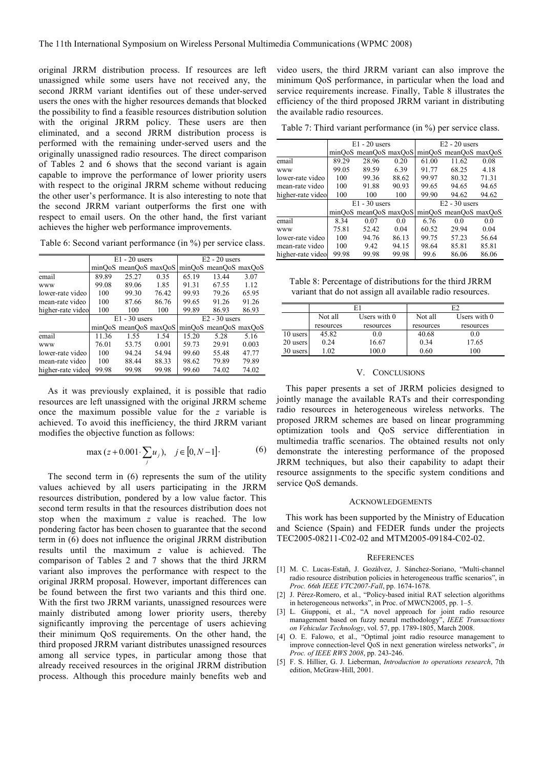original JRRM distribution process. If resources are left unassigned while some users have not received any, the second JRRM variant identifies out of these under-served users the ones with the higher resources demands that blocked the possibility to find a feasible resources distribution solution with the original JRRM policy. These users are then eliminated, and a second JRRM distribution process is performed with the remaining under-served users and the originally unassigned radio resources. The direct comparison of Tables 2 and 6 shows that the second variant is again capable to improve the performance of lower priority users with respect to the original JRRM scheme without reducing the other user's performance. It is also interesting to note that the second JRRM variant outperforms the first one with respect to email users. On the other hand, the first variant achieves the higher web performance improvements.

Table 6: Second variant performance (in %) per service class.

| | E1 - 20 users | | | E2 - 20 users | | |
|---|---|---|---|---|---|---|
| | minQoS | meanQoS | maxQoS | minQoS | meanQoS | maxQoS |
| email | 89.89 | 25.27 | 0.35 | 65.19 | 13.44 | 3.07 |
| www | 99.08 | 89.06 | 1.85 | 91.31 | 67.55 | 1.12 |
| lower-rate video | 100 | 99.30 | 76.42 | 99.93 | 79.26 | 65.95 |
| mean-rate video | 100 | 87.66 | 86.76 | 99.65 | 91.26 | 91.26 |
| higher-rate video | 100 | 100 | 100 | 99.89 | 86.93 | 86.93 |
| | E1 - 30 users | | | E2 - 30 users | | |
| | minQoS | meanQoS | maxQoS | minQoS | meanQoS | maxQoS |
| email | 11.36 | 1.55 | 1.54 | 15.20 | 5.28 | 5.16 |
| www | 76.01 | 53.75 | 0.001 | 59.73 | 29.91 | 0.003 |
| lower-rate video | 100 | 94.24 | 54.94 | 99.60 | 55.48 | 47.77 |
| mean-rate video | 100 | 88.44 | 88.33 | 98.62 | 79.89 | 79.89 |
| higher-rate video | 99.98 | 99.98 | 99.98 | 99.60 | 74.02 | 74.02 |

As it was previously explained, it is possible that radio resources are left unassigned with the original JRRM scheme once the maximum possible value for the $z$ variable is achieved. To avoid this inefficiency, the third JRRM variant modifies the objective function as follows:

$$\max\left(z + 0.001 \cdot \sum_j u_j\right), \quad j \in [0, N-1] \cdot \tag{6}$$

The second term in (6) represents the sum of the utility values achieved by all users participating in the JRRM resources distribution, pondered by a low value factor. This second term results in that the resources distribution does not stop when the maximum $z$ value is reached. The low pondering factor has been chosen to guarantee that the second term in (6) does not influence the original JRRM distribution results until the maximum $z$ value is achieved. The comparison of Tables 2 and 7 shows that the third JRRM variant also improves the performance with respect to the original JRRM proposal. However, important differences can be found between the first two variants and this third one. With the first two JRRM variants, unassigned resources were mainly distributed among lower priority users, thereby significantly improving the percentage of users achieving their minimum QoS requirements. On the other hand, the third proposed JRRM variant distributes unassigned resources among all service types, in particular among those that already received resources in the original JRRM distribution process. Although this procedure mainly benefits web and video users, the third JRRM variant can also improve the minimum QoS performance, in particular when the load and service requirements increase. Finally, Table 8 illustrates the efficiency of the third proposed JRRM variant in distributing the available radio resources.

Table 7: Third variant performance (in %) per service class.

| | E1 - 20 users | | | E2 - 20 users | | |
|---|---|---|---|---|---|---|
| | minQoS | meanQoS | maxQoS | minQoS | meanQoS | maxQoS |
| email | 89.29 | 28.96 | 0.20 | 61.00 | 11.62 | 0.08 |
| www | 99.05 | 89.59 | 6.39 | 91.77 | 68.25 | 4.18 |
| lower-rate video | 100 | 99.36 | 88.62 | 99.97 | 80.32 | 71.31 |
| mean-rate video | 100 | 91.88 | 90.93 | 99.65 | 94.65 | 94.65 |
| higher-rate video | 100 | 100 | 100 | 99.90 | 94.62 | 94.62 |
| | E1 - 30 users | | | E2 - 30 users | | |
| | minQoS | meanQoS | maxQoS | minQoS | meanQoS | maxQoS |
| email | 8.34 | 0.07 | 0.0 | 6.76 | 0.0 | 0.0 |
| www | 75.81 | 52.42 | 0.04 | 60.52 | 29.94 | 0.04 |
| lower-rate video | 100 | 94.76 | 86.13 | 99.75 | 57.23 | 56.64 |
| mean-rate video | 100 | 9.42 | 94.15 | 98.64 | 85.81 | 85.81 |
| higher-rate video | 99.98 | 99.98 | 99.98 | 99.6 | 86.06 | 86.06 |

Table 8: Percentage of distributions for the third JRRM variant that do not assign all available radio resources.

| | E1 | | E2 | |
|---|---|---|---|---|
| | Not all resources | Users with 0 resources | Not all resources | Users with 0 resources |
| 10 users | 45.82 | 0.0 | 40.68 | 0.0 |
| 20 users | 0.24 | 16.67 | 0.34 | 17.65 |
| 30 users | 1.02 | 100.0 | 0.60 | 100 |

## V. Conclusions

This paper presents a set of JRRM policies designed to jointly manage the available RATs and their corresponding radio resources in heterogeneous wireless networks. The proposed JRRM schemes are based on linear programming optimization tools and QoS service differentiation in multimedia traffic scenarios. The obtained results not only demonstrate the interesting performance of the proposed JRRM techniques, but also their capability to adapt their resource assignments to the specific system conditions and service QoS demands.

## Acknowledgements

This work has been supported by the Ministry of Education and Science (Spain) and FEDER funds under the projects TEC2005-08211-C02-02 and MTM2005-09184-C02-02.

## References

[1] M. C. Lucas-Estañ, J. Gozálvez, J. Sánchez-Soriano, "Multi-channel radio resource distribution policies in heterogeneous traffic scenarios", in *Proc. 66th IEEE VTC2007-Fall*, pp. 1674-1678.

[2] J. Pérez-Romero, et al., "Policy-based initial RAT selection algorithms in heterogeneous networks", in Proc. of MWCN2005, pp. 1–5.

[3] L. Giupponi, et al., "A novel approach for joint radio resource management based on fuzzy neural methodology", *IEEE Transactions on Vehicular Technology*, vol. 57, pp. 1789-1805, March 2008.

[4] O. E. Falowo, et al., "Optimal joint radio resource management to improve connection-level QoS in next generation wireless networks", *in Proc. of IEEE RWS 2008*, pp. 243-246.

[5] F. S. Hillier, G. J. Lieberman, *Introduction to operations research*, 7th edition, McGraw-Hill, 2001.